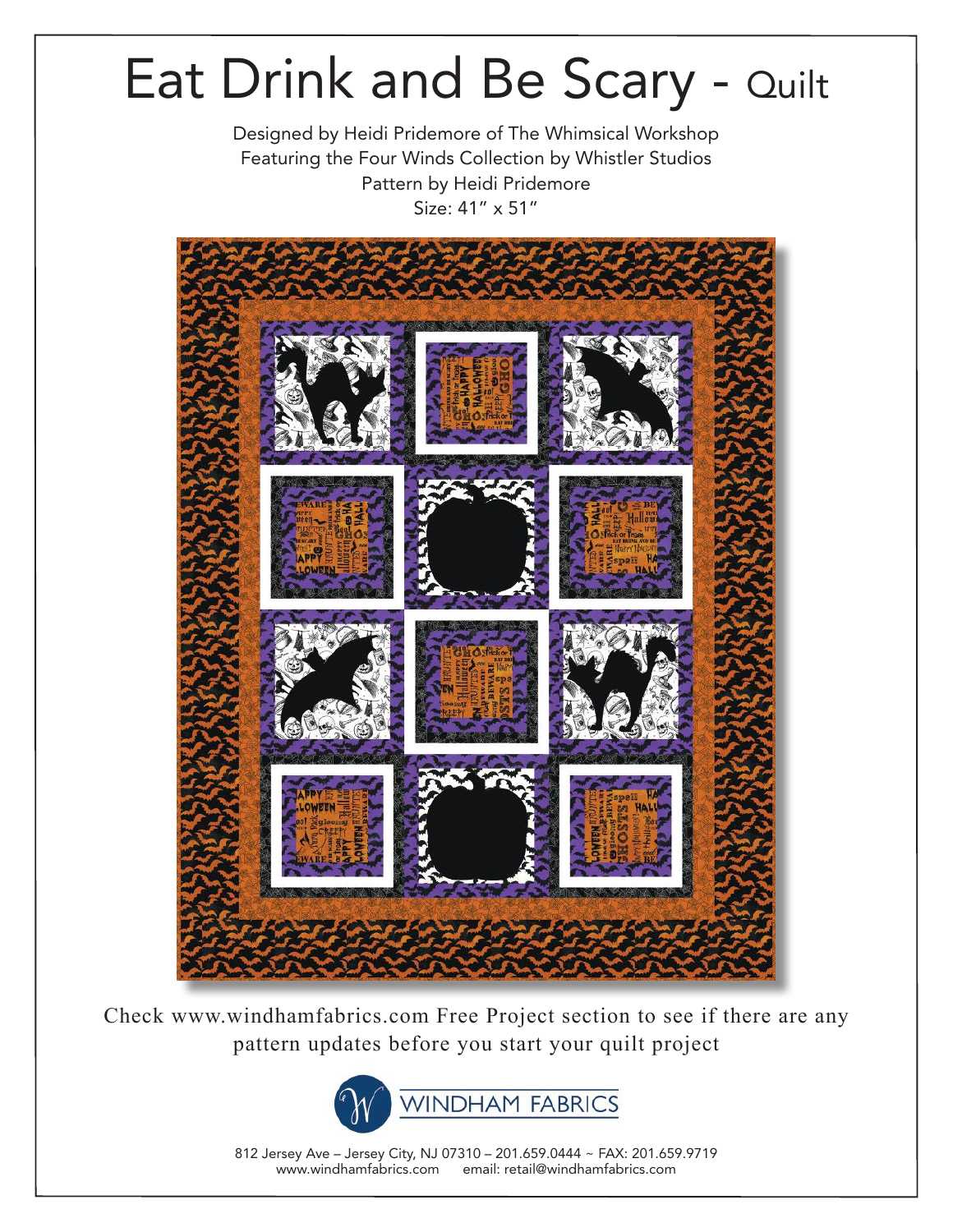# Eat Drink and Be Scary - Quilt

Designed by Heidi Pridemore of The Whimsical Workshop
Featuring the Four Winds Collection by Whistler Studios
Pattern by Heidi Pridemore
Size: 41" x 51"

Check www.windhamfabrics.com Free Project section to see if there are any pattern updates before you start your quilt project

WINDHAM FABRICS

812 Jersey Ave – Jersey City, NJ 07310 – 201.659.0444 ~ FAX: 201.659.9719
www.windhamfabrics.com email: retail@windhamfabrics.com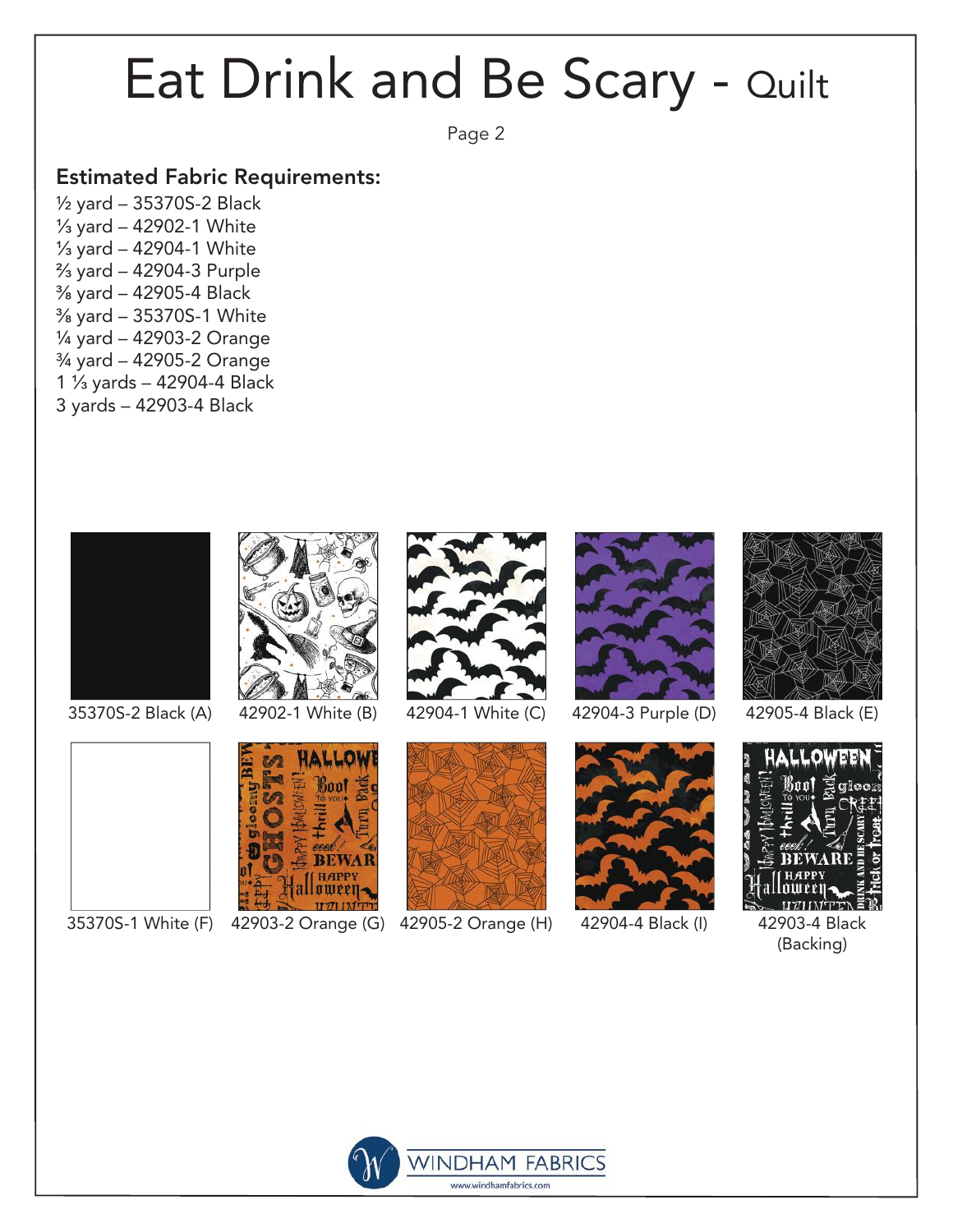# Eat Drink and Be Scary - Quilt

## Estimated Fabric Requirements:

½ yard – 35370S-2 Black
⅓ yard – 42902-1 White
⅓ yard – 42904-1 White
⅔ yard – 42904-3 Purple
⅜ yard – 42905-4 Black
⅜ yard – 35370S-1 White
¼ yard – 42903-2 Orange
¾ yard – 42905-2 Orange
1 ⅓ yards – 42904-4 Black
3 yards – 42903-4 Black

35370S-2 Black (A)

42902-1 White (B)

42904-1 White (C)

42904-3 Purple (D)

42905-4 Black (E)

35370S-1 White (F)

42903-2 Orange (G)

42905-2 Orange (H)

42904-4 Black (I)

42903-4 Black (Backing)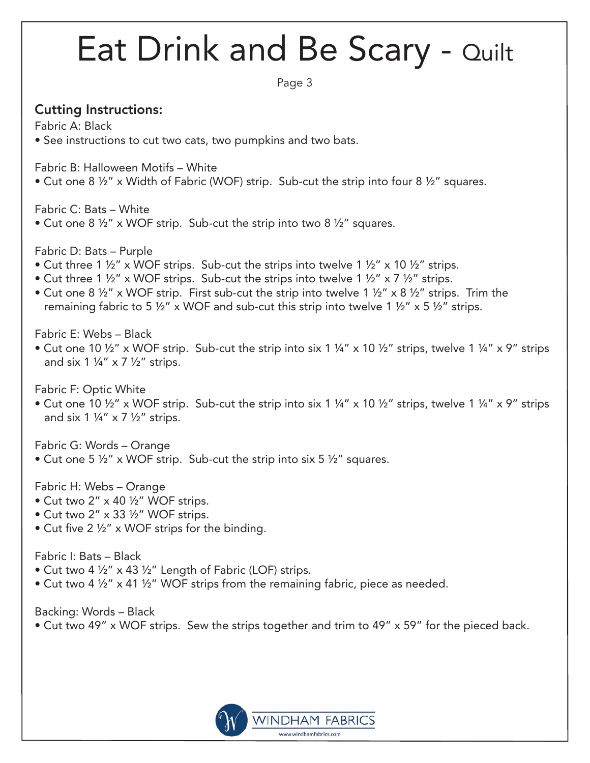# Eat Drink and Be Scary - Quilt

## Cutting Instructions:

Fabric A: Black
- See instructions to cut two cats, two pumpkins and two bats.

Fabric B: Halloween Motifs – White
- Cut one 8 ½" x Width of Fabric (WOF) strip. Sub-cut the strip into four 8 ½" squares.

Fabric C: Bats – White
- Cut one 8 ½" x WOF strip. Sub-cut the strip into two 8 ½" squares.

Fabric D: Bats – Purple
- Cut three 1 ½" x WOF strips. Sub-cut the strips into twelve 1 ½" x 10 ½" strips.
- Cut three 1 ½" x WOF strips. Sub-cut the strips into twelve 1 ½" x 7 ½" strips.
- Cut one 8 ½" x WOF strip. First sub-cut the strip into twelve 1 ½" x 8 ½" strips. Trim the remaining fabric to 5 ½" x WOF and sub-cut this strip into twelve 1 ½" x 5 ½" strips.

Fabric E: Webs – Black
- Cut one 10 ½" x WOF strip. Sub-cut the strip into six 1 ¼" x 10 ½" strips, twelve 1 ¼" x 9" strips and six 1 ¼" x 7 ½" strips.

Fabric F: Optic White
- Cut one 10 ½" x WOF strip. Sub-cut the strip into six 1 ¼" x 10 ½" strips, twelve 1 ¼" x 9" strips and six 1 ¼" x 7 ½" strips.

Fabric G: Words – Orange
- Cut one 5 ½" x WOF strip. Sub-cut the strip into six 5 ½" squares.

Fabric H: Webs – Orange
- Cut two 2" x 40 ½" WOF strips.
- Cut two 2" x 33 ½" WOF strips.
- Cut five 2 ½" x WOF strips for the binding.

Fabric I: Bats – Black
- Cut two 4 ½" x 43 ½" Length of Fabric (LOF) strips.
- Cut two 4 ½" x 41 ½" WOF strips from the remaining fabric, piece as needed.

Backing: Words – Black
- Cut two 49" x WOF strips. Sew the strips together and trim to 49" x 59" for the pieced back.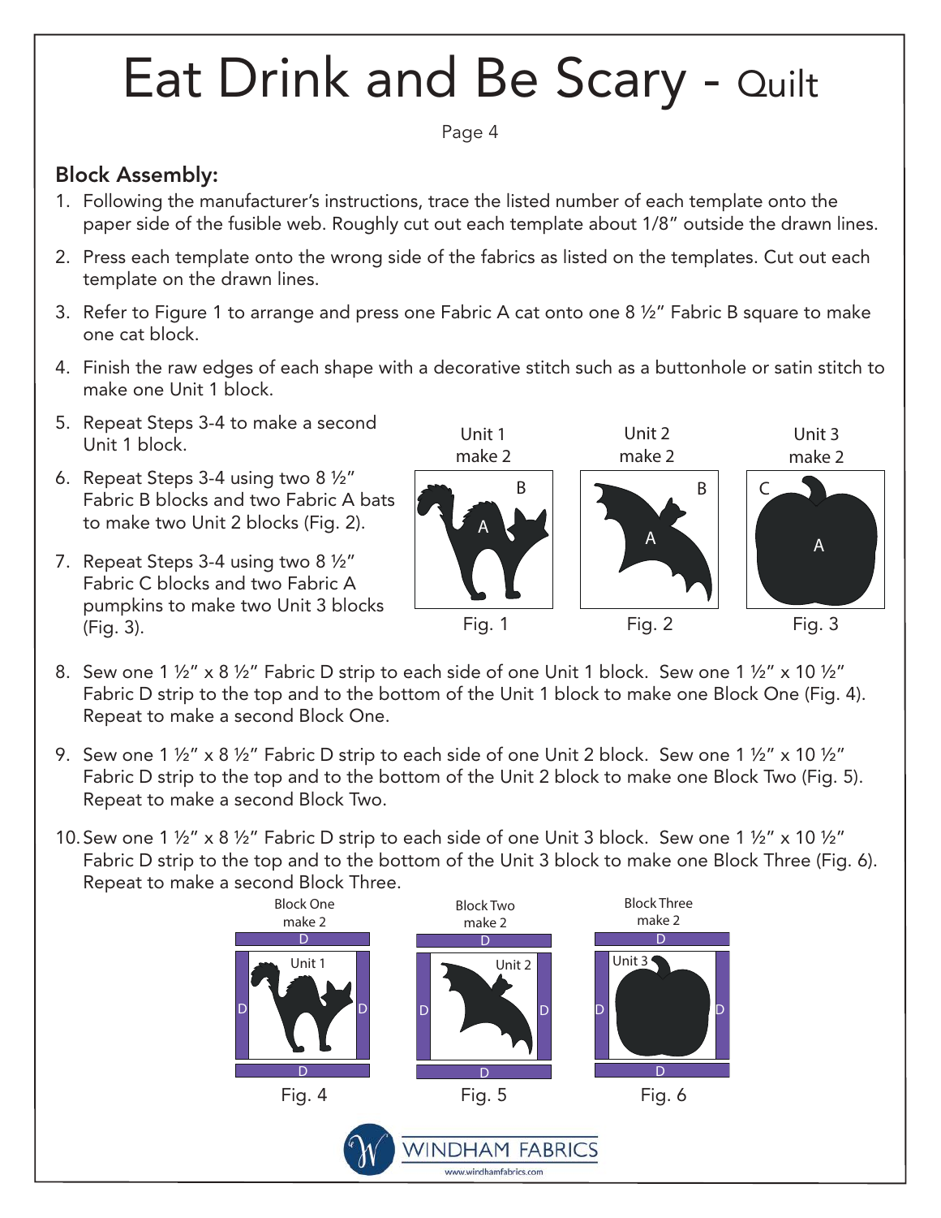# Eat Drink and Be Scary - Quilt

## Block Assembly:

1. Following the manufacturer's instructions, trace the listed number of each template onto the paper side of the fusible web. Roughly cut out each template about 1/8" outside the drawn lines.
2. Press each template onto the wrong side of the fabrics as listed on the templates. Cut out each template on the drawn lines.
3. Refer to Figure 1 to arrange and press one Fabric A cat onto one 8 ½" Fabric B square to make one cat block.
4. Finish the raw edges of each shape with a decorative stitch such as a buttonhole or satin stitch to make one Unit 1 block.
5. Repeat Steps 3-4 to make a second Unit 1 block.
6. Repeat Steps 3-4 using two 8 ½" Fabric B blocks and two Fabric A bats to make two Unit 2 blocks (Fig. 2).
7. Repeat Steps 3-4 using two 8 ½" Fabric C blocks and two Fabric A pumpkins to make two Unit 3 blocks (Fig. 3).

Unit 1 make 2 — Fig. 1

Unit 2 make 2 — Fig. 2

Unit 3 make 2 — Fig. 3

8. Sew one 1 ½" x 8 ½" Fabric D strip to each side of one Unit 1 block. Sew one 1 ½" x 10 ½" Fabric D strip to the top and to the bottom of the Unit 1 block to make one Block One (Fig. 4). Repeat to make a second Block One.
9. Sew one 1 ½" x 8 ½" Fabric D strip to each side of one Unit 2 block. Sew one 1 ½" x 10 ½" Fabric D strip to the top and to the bottom of the Unit 2 block to make one Block Two (Fig. 5). Repeat to make a second Block Two.
10. Sew one 1 ½" x 8 ½" Fabric D strip to each side of one Unit 3 block. Sew one 1 ½" x 10 ½" Fabric D strip to the top and to the bottom of the Unit 3 block to make one Block Three (Fig. 6). Repeat to make a second Block Three.

Block One make 2 — Fig. 4

Block Two make 2 — Fig. 5

Block Three make 2 — Fig. 6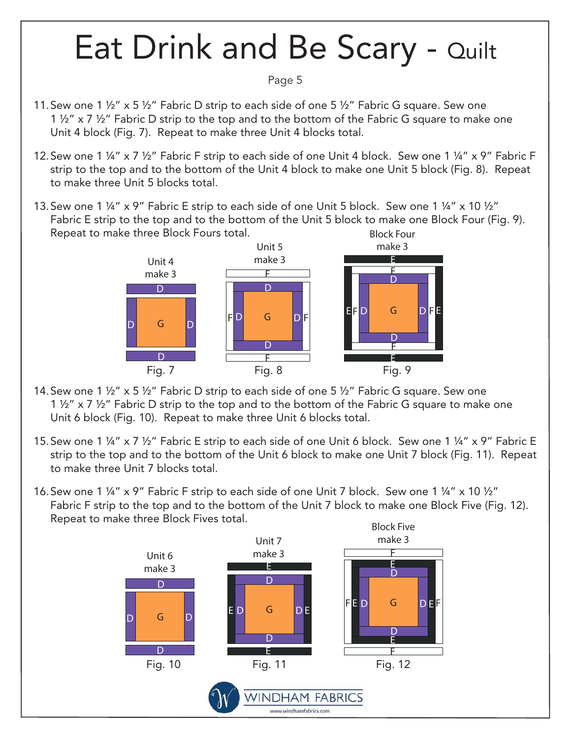# Eat Drink and Be Scary - Quilt

11. Sew one 1 ½" x 5 ½" Fabric D strip to each side of one 5 ½" Fabric G square. Sew one 1 ½" x 7 ½" Fabric D strip to the top and to the bottom of the Fabric G square to make one Unit 4 block (Fig. 7). Repeat to make three Unit 4 blocks total.

12. Sew one 1 ¼" x 7 ½" Fabric F strip to each side of one Unit 4 block. Sew one 1 ¼" x 9" Fabric F strip to the top and to the bottom of the Unit 4 block to make one Unit 5 block (Fig. 8). Repeat to make three Unit 5 blocks total.

13. Sew one 1 ¼" x 9" Fabric E strip to each side of one Unit 5 block. Sew one 1 ¼" x 10 ½" Fabric E strip to the top and to the bottom of the Unit 5 block to make one Block Four (Fig. 9). Repeat to make three Block Fours total.

Unit 4 make 3

Fig. 7

Unit 5 make 3

Fig. 8

Block Four make 3

Fig. 9

14. Sew one 1 ½" x 5 ½" Fabric D strip to each side of one 5 ½" Fabric G square. Sew one 1 ½" x 7 ½" Fabric D strip to the top and to the bottom of the Fabric G square to make one Unit 6 block (Fig. 10). Repeat to make three Unit 6 blocks total.

15. Sew one 1 ¼" x 7 ½" Fabric E strip to each side of one Unit 6 block. Sew one 1 ¼" x 9" Fabric E strip to the top and to the bottom of the Unit 6 block to make one Unit 7 block (Fig. 11). Repeat to make three Unit 7 blocks total.

16. Sew one 1 ¼" x 9" Fabric F strip to each side of one Unit 7 block. Sew one 1 ¼" x 10 ½" Fabric F strip to the top and to the bottom of the Unit 7 block to make one Block Five (Fig. 12). Repeat to make three Block Fives total.

Unit 6 make 3

Fig. 10

Unit 7 make 3

Fig. 11

Block Five make 3

Fig. 12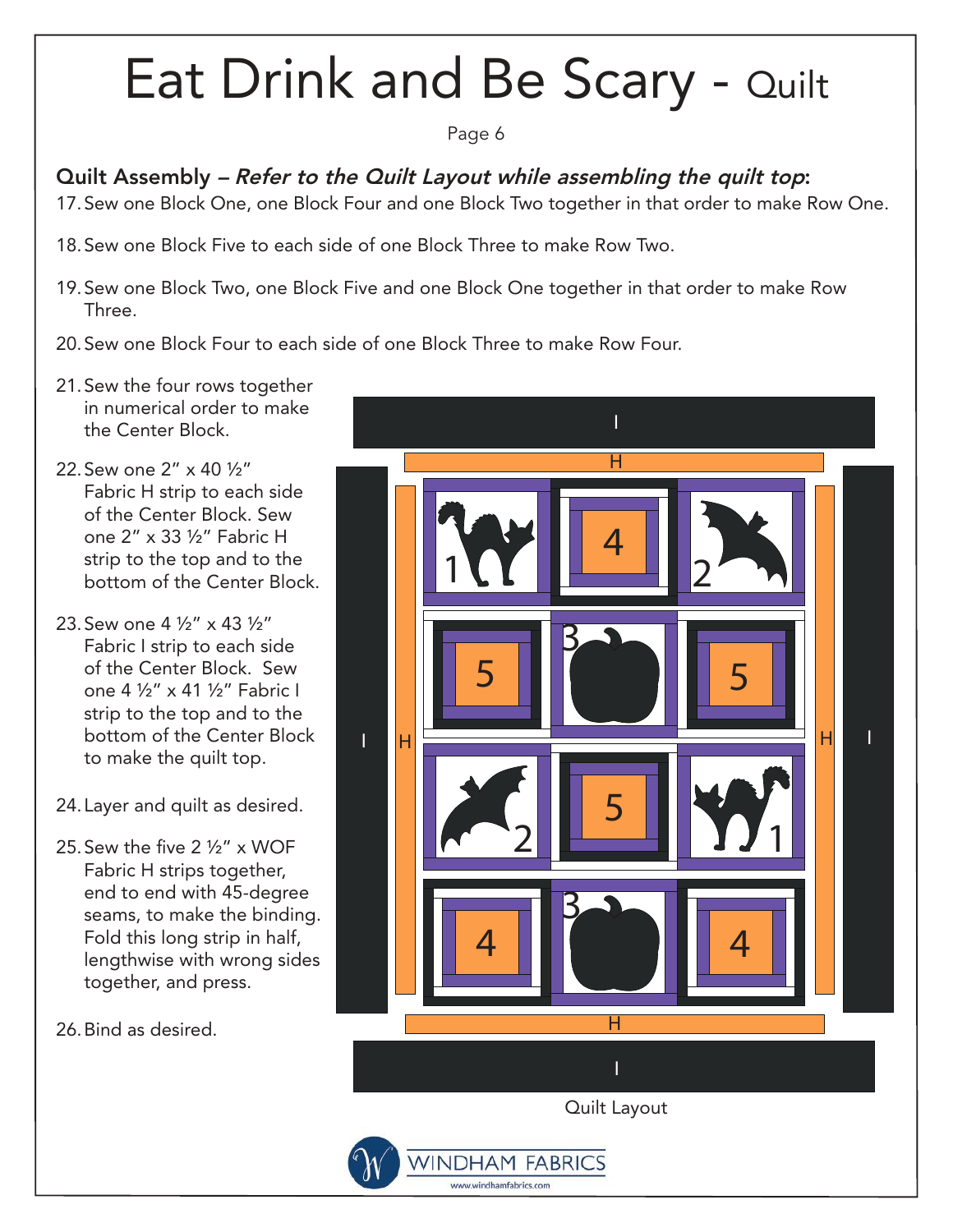# Eat Drink and Be Scary - Quilt

**Quilt Assembly** – ***Refer to the Quilt Layout while assembling the quilt top*:**

17. Sew one Block One, one Block Four and one Block Two together in that order to make Row One.

18. Sew one Block Five to each side of one Block Three to make Row Two.

19. Sew one Block Two, one Block Five and one Block One together in that order to make Row Three.

20. Sew one Block Four to each side of one Block Three to make Row Four.

21. Sew the four rows together in numerical order to make the Center Block.

22. Sew one 2" x 40 ½" Fabric H strip to each side of the Center Block. Sew one 2" x 33 ½" Fabric H strip to the top and to the bottom of the Center Block.

23. Sew one 4 ½" x 43 ½" Fabric I strip to each side of the Center Block. Sew one 4 ½" x 41 ½" Fabric I strip to the top and to the bottom of the Center Block to make the quilt top.

24. Layer and quilt as desired.

25. Sew the five 2 ½" x WOF Fabric H strips together, end to end with 45-degree seams, to make the binding. Fold this long strip in half, lengthwise with wrong sides together, and press.

26. Bind as desired.

Quilt Layout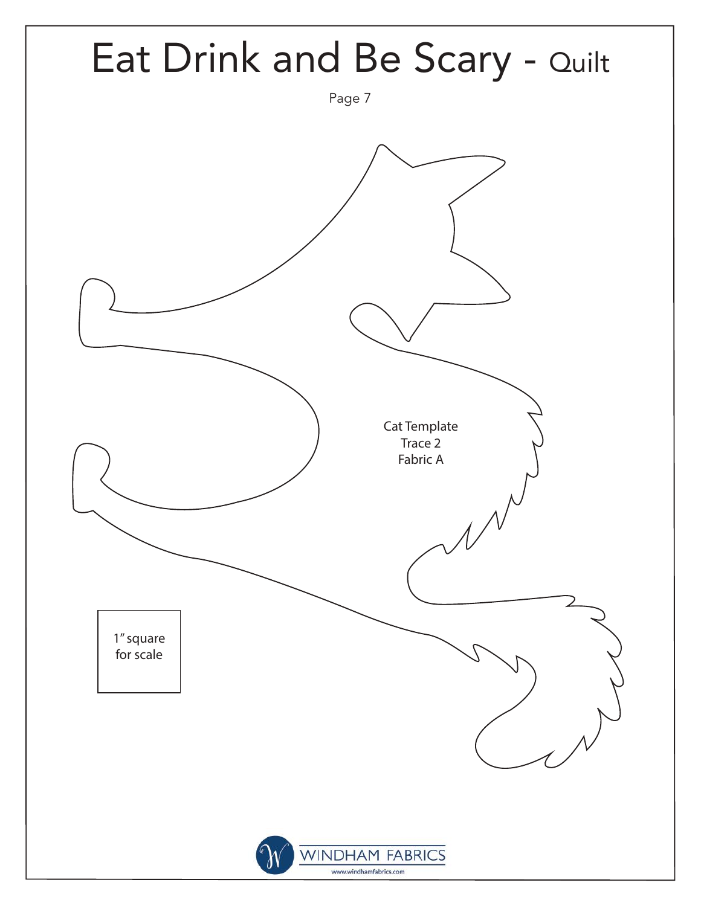# Eat Drink and Be Scary - Quilt

Cat Template
Trace 2
Fabric A

1" square
for scale

WINDHAM FABRICS
www.windhamfabrics.com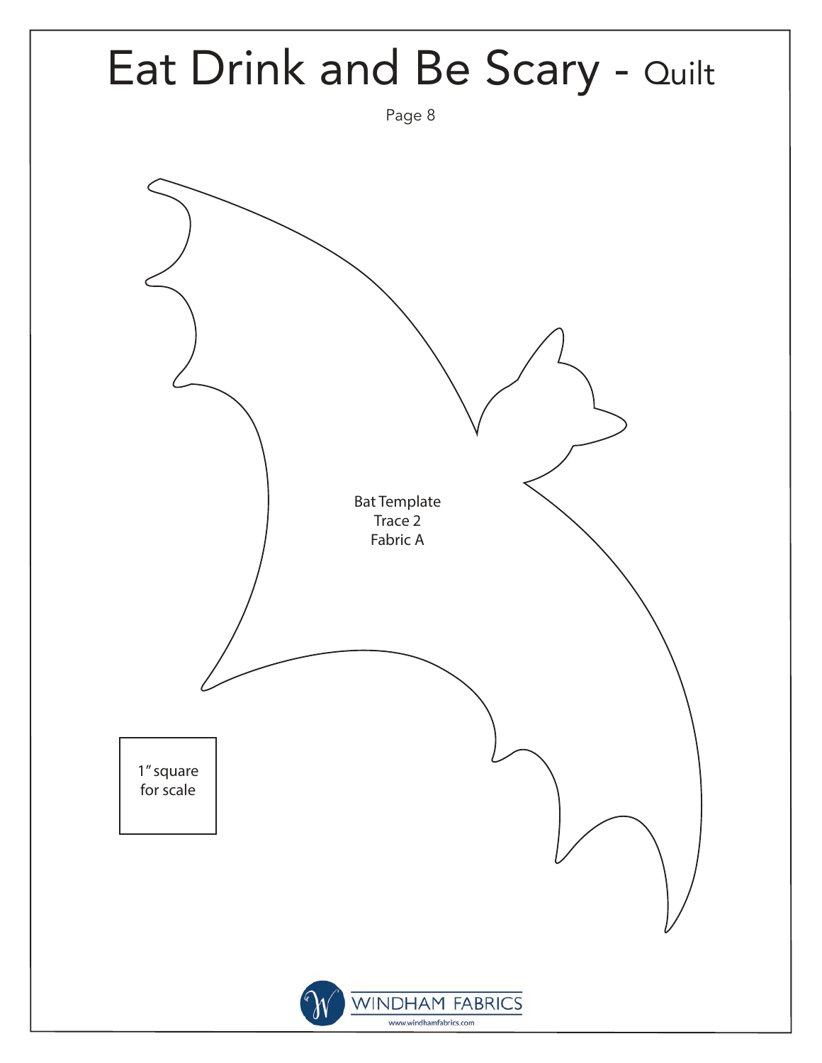# Eat Drink and Be Scary - Quilt

Bat Template
Trace 2
Fabric A

1" square for scale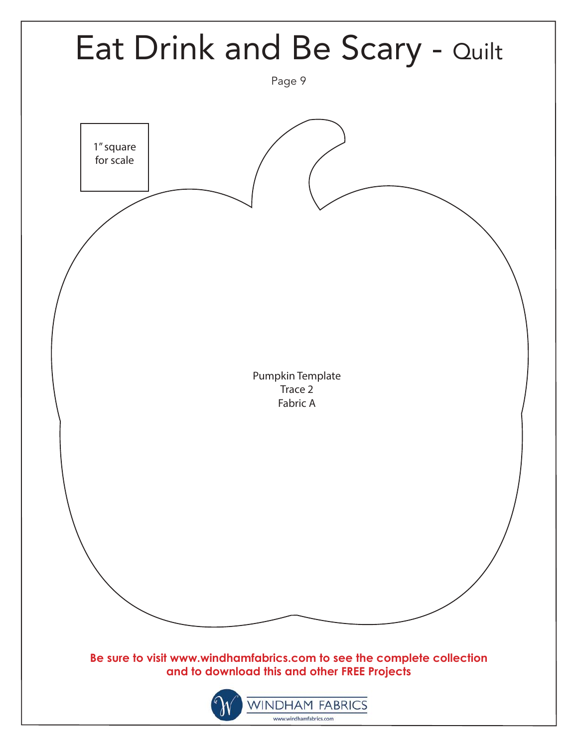# Eat Drink and Be Scary - Quilt

1" square for scale

Pumpkin Template
Trace 2
Fabric A

**Be sure to visit www.windhamfabrics.com to see the complete collection and to download this and other FREE Projects**

WINDHAM FABRICS
www.windhamfabrics.com